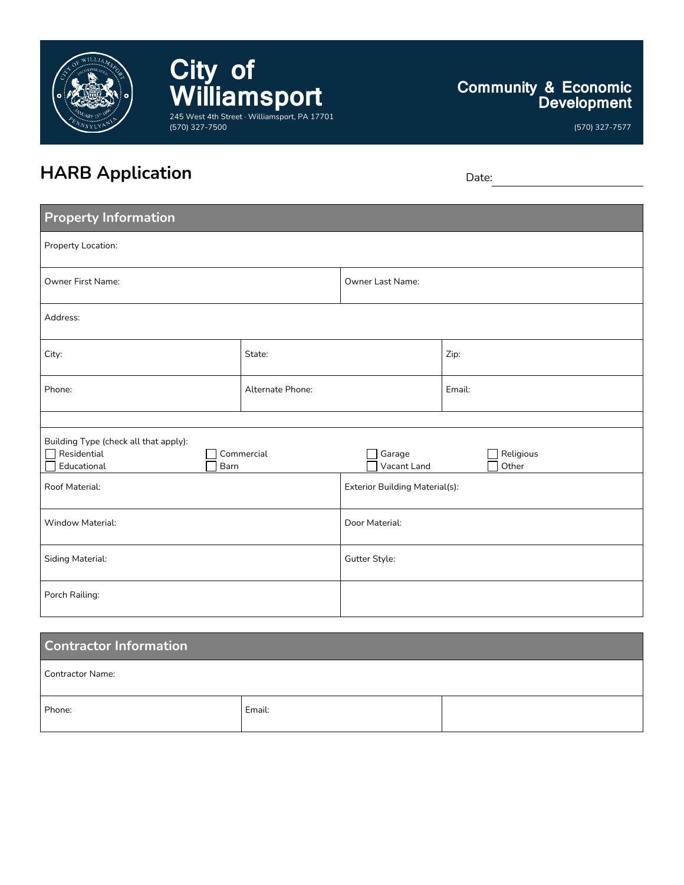# City of Williamsport

245 West 4th Street · Williamsport, PA 17701
(570) 327-7500

**Community & Economic Development**

(570) 327-7577

## HARB Application

Date: ____________________

| Property Information | | | |
|---|---|---|---|
| Property Location: | | | |
| Owner First Name: | | Owner Last Name: | |
| Address: | | | |
| City: | State: | Zip: | |
| Phone: | Alternate Phone: | Email: | |
| | | | |
| Building Type (check all that apply): ☐ Residential ☐ Educational | ☐ Commercial ☐ Barn | ☐ Garage ☐ Vacant Land | ☐ Religious ☐ Other |
| Roof Material: | | Exterior Building Material(s): | |
| Window Material: | | Door Material: | |
| Siding Material: | | Gutter Style: | |
| Porch Railing: | | | |

| Contractor Information | | |
|---|---|---|
| Contractor Name: | | |
| Phone: | Email: | |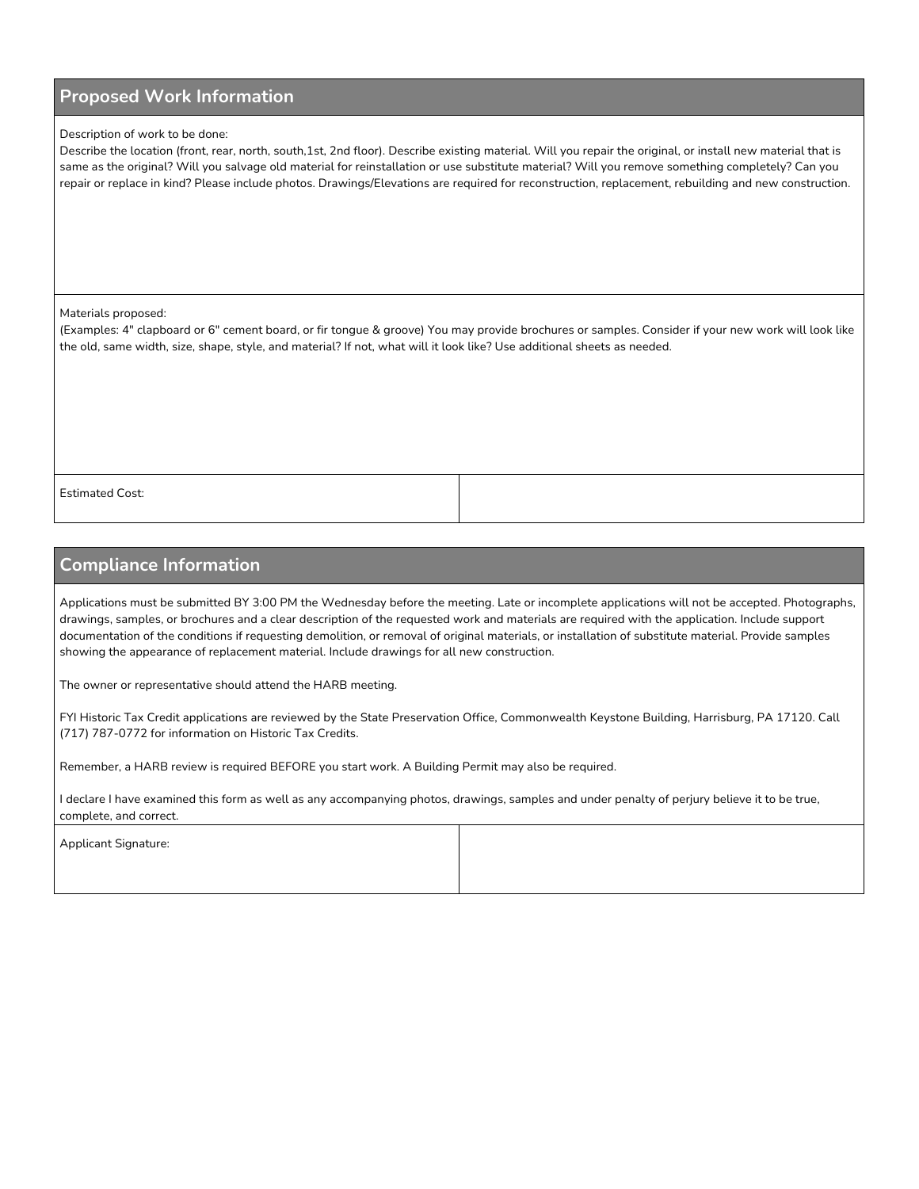## Proposed Work Information

Description of work to be done:
Describe the location (front, rear, north, south,1st, 2nd floor). Describe existing material. Will you repair the original, or install new material that is same as the original? Will you salvage old material for reinstallation or use substitute material? Will you remove something completely? Can you repair or replace in kind? Please include photos. Drawings/Elevations are required for reconstruction, replacement, rebuilding and new construction.

Materials proposed:
(Examples: 4" clapboard or 6" cement board, or fir tongue & groove) You may provide brochures or samples. Consider if your new work will look like the old, same width, size, shape, style, and material? If not, what will it look like? Use additional sheets as needed.

| Estimated Cost: | |
|---|---|

## Compliance Information

Applications must be submitted BY 3:00 PM the Wednesday before the meeting. Late or incomplete applications will not be accepted. Photographs, drawings, samples, or brochures and a clear description of the requested work and materials are required with the application. Include support documentation of the conditions if requesting demolition, or removal of original materials, or installation of substitute material. Provide samples showing the appearance of replacement material. Include drawings for all new construction.

The owner or representative should attend the HARB meeting.

FYI Historic Tax Credit applications are reviewed by the State Preservation Office, Commonwealth Keystone Building, Harrisburg, PA 17120. Call (717) 787-0772 for information on Historic Tax Credits.

Remember, a HARB review is required BEFORE you start work. A Building Permit may also be required.

I declare I have examined this form as well as any accompanying photos, drawings, samples and under penalty of perjury believe it to be true, complete, and correct.

| Applicant Signature: | |
|---|---|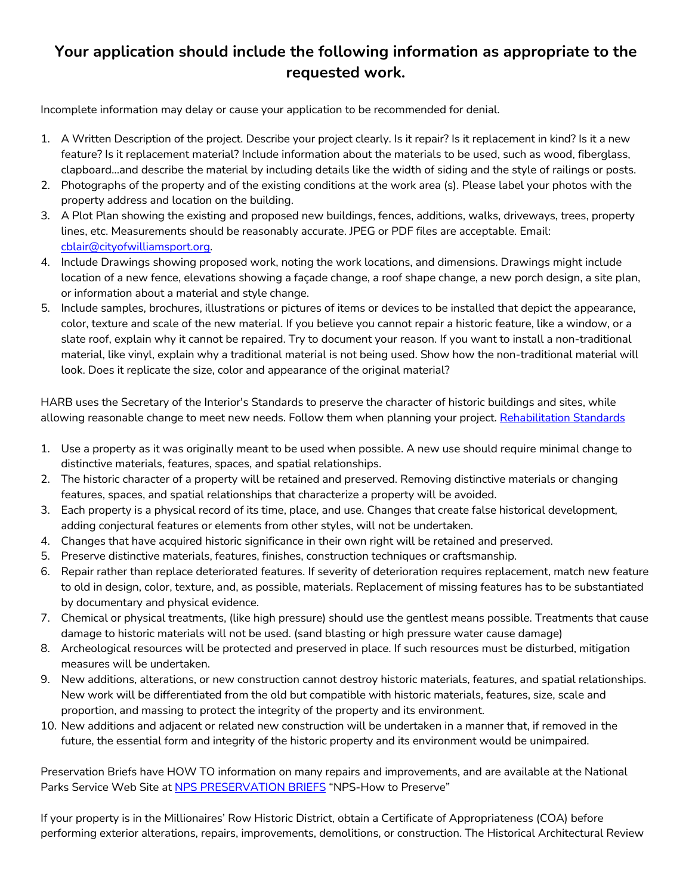# Your application should include the following information as appropriate to the requested work.

Incomplete information may delay or cause your application to be recommended for denial.

1. A Written Description of the project. Describe your project clearly. Is it repair? Is it replacement in kind? Is it a new feature? Is it replacement material? Include information about the materials to be used, such as wood, fiberglass, clapboard…and describe the material by including details like the width of siding and the style of railings or posts.
2. Photographs of the property and of the existing conditions at the work area (s). Please label your photos with the property address and location on the building.
3. A Plot Plan showing the existing and proposed new buildings, fences, additions, walks, driveways, trees, property lines, etc. Measurements should be reasonably accurate. JPEG or PDF files are acceptable. Email: [cblair@cityofwilliamsport.org](mailto:cblair@cityofwilliamsport.org).
4. Include Drawings showing proposed work, noting the work locations, and dimensions. Drawings might include location of a new fence, elevations showing a façade change, a roof shape change, a new porch design, a site plan, or information about a material and style change.
5. Include samples, brochures, illustrations or pictures of items or devices to be installed that depict the appearance, color, texture and scale of the new material. If you believe you cannot repair a historic feature, like a window, or a slate roof, explain why it cannot be repaired. Try to document your reason. If you want to install a non-traditional material, like vinyl, explain why a traditional material is not being used. Show how the non-traditional material will look. Does it replicate the size, color and appearance of the original material?

HARB uses the Secretary of the Interior's Standards to preserve the character of historic buildings and sites, while allowing reasonable change to meet new needs. Follow them when planning your project. Rehabilitation Standards

1. Use a property as it was originally meant to be used when possible. A new use should require minimal change to distinctive materials, features, spaces, and spatial relationships.
2. The historic character of a property will be retained and preserved. Removing distinctive materials or changing features, spaces, and spatial relationships that characterize a property will be avoided.
3. Each property is a physical record of its time, place, and use. Changes that create false historical development, adding conjectural features or elements from other styles, will not be undertaken.
4. Changes that have acquired historic significance in their own right will be retained and preserved.
5. Preserve distinctive materials, features, finishes, construction techniques or craftsmanship.
6. Repair rather than replace deteriorated features. If severity of deterioration requires replacement, match new feature to old in design, color, texture, and, as possible, materials. Replacement of missing features has to be substantiated by documentary and physical evidence.
7. Chemical or physical treatments, (like high pressure) should use the gentlest means possible. Treatments that cause damage to historic materials will not be used. (sand blasting or high pressure water cause damage)
8. Archeological resources will be protected and preserved in place. If such resources must be disturbed, mitigation measures will be undertaken.
9. New additions, alterations, or new construction cannot destroy historic materials, features, and spatial relationships. New work will be differentiated from the old but compatible with historic materials, features, size, scale and proportion, and massing to protect the integrity of the property and its environment.
10. New additions and adjacent or related new construction will be undertaken in a manner that, if removed in the future, the essential form and integrity of the historic property and its environment would be unimpaired.

Preservation Briefs have HOW TO information on many repairs and improvements, and are available at the National Parks Service Web Site at NPS PRESERVATION BRIEFS "NPS-How to Preserve"

If your property is in the Millionaires' Row Historic District, obtain a Certificate of Appropriateness (COA) before performing exterior alterations, repairs, improvements, demolitions, or construction. The Historical Architectural Review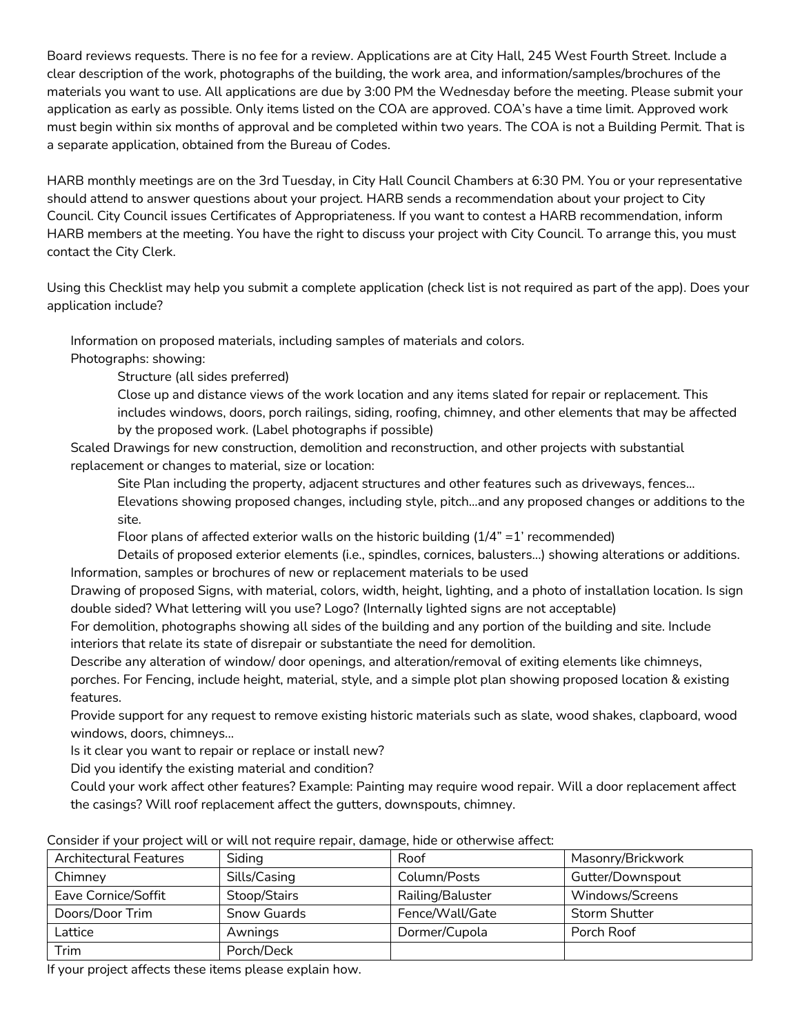Board reviews requests. There is no fee for a review. Applications are at City Hall, 245 West Fourth Street. Include a clear description of the work, photographs of the building, the work area, and information/samples/brochures of the materials you want to use. All applications are due by 3:00 PM the Wednesday before the meeting. Please submit your application as early as possible. Only items listed on the COA are approved. COA's have a time limit. Approved work must begin within six months of approval and be completed within two years. The COA is not a Building Permit. That is a separate application, obtained from the Bureau of Codes.

HARB monthly meetings are on the 3rd Tuesday, in City Hall Council Chambers at 6:30 PM. You or your representative should attend to answer questions about your project. HARB sends a recommendation about your project to City Council. City Council issues Certificates of Appropriateness. If you want to contest a HARB recommendation, inform HARB members at the meeting. You have the right to discuss your project with City Council. To arrange this, you must contact the City Clerk.

Using this Checklist may help you submit a complete application (check list is not required as part of the app). Does your application include?

- Information on proposed materials, including samples of materials and colors.
- Photographs: showing:
  - Structure (all sides preferred)
  - Close up and distance views of the work location and any items slated for repair or replacement. This includes windows, doors, porch railings, siding, roofing, chimney, and other elements that may be affected by the proposed work. (Label photographs if possible)
- Scaled Drawings for new construction, demolition and reconstruction, and other projects with substantial replacement or changes to material, size or location:
  - Site Plan including the property, adjacent structures and other features such as driveways, fences…
  - Elevations showing proposed changes, including style, pitch…and any proposed changes or additions to the site.
  - Floor plans of affected exterior walls on the historic building (1/4" =1' recommended)
  - Details of proposed exterior elements (i.e., spindles, cornices, balusters…) showing alterations or additions.
- Information, samples or brochures of new or replacement materials to be used
- Drawing of proposed Signs, with material, colors, width, height, lighting, and a photo of installation location. Is sign double sided? What lettering will you use? Logo? (Internally lighted signs are not acceptable)
- For demolition, photographs showing all sides of the building and any portion of the building and site. Include interiors that relate its state of disrepair or substantiate the need for demolition.
- Describe any alteration of window/ door openings, and alteration/removal of exiting elements like chimneys, porches. For Fencing, include height, material, style, and a simple plot plan showing proposed location & existing features.
- Provide support for any request to remove existing historic materials such as slate, wood shakes, clapboard, wood windows, doors, chimneys…
- Is it clear you want to repair or replace or install new?
- Did you identify the existing material and condition?
- Could your work affect other features? Example: Painting may require wood repair. Will a door replacement affect the casings? Will roof replacement affect the gutters, downspouts, chimney.

Consider if your project will or will not require repair, damage, hide or otherwise affect:

| Architectural Features | Siding | Roof | Masonry/Brickwork |
|---|---|---|---|
| Chimney | Sills/Casing | Column/Posts | Gutter/Downspout |
| Eave Cornice/Soffit | Stoop/Stairs | Railing/Baluster | Windows/Screens |
| Doors/Door Trim | Snow Guards | Fence/Wall/Gate | Storm Shutter |
| Lattice | Awnings | Dormer/Cupola | Porch Roof |
| Trim | Porch/Deck | | |

If your project affects these items please explain how.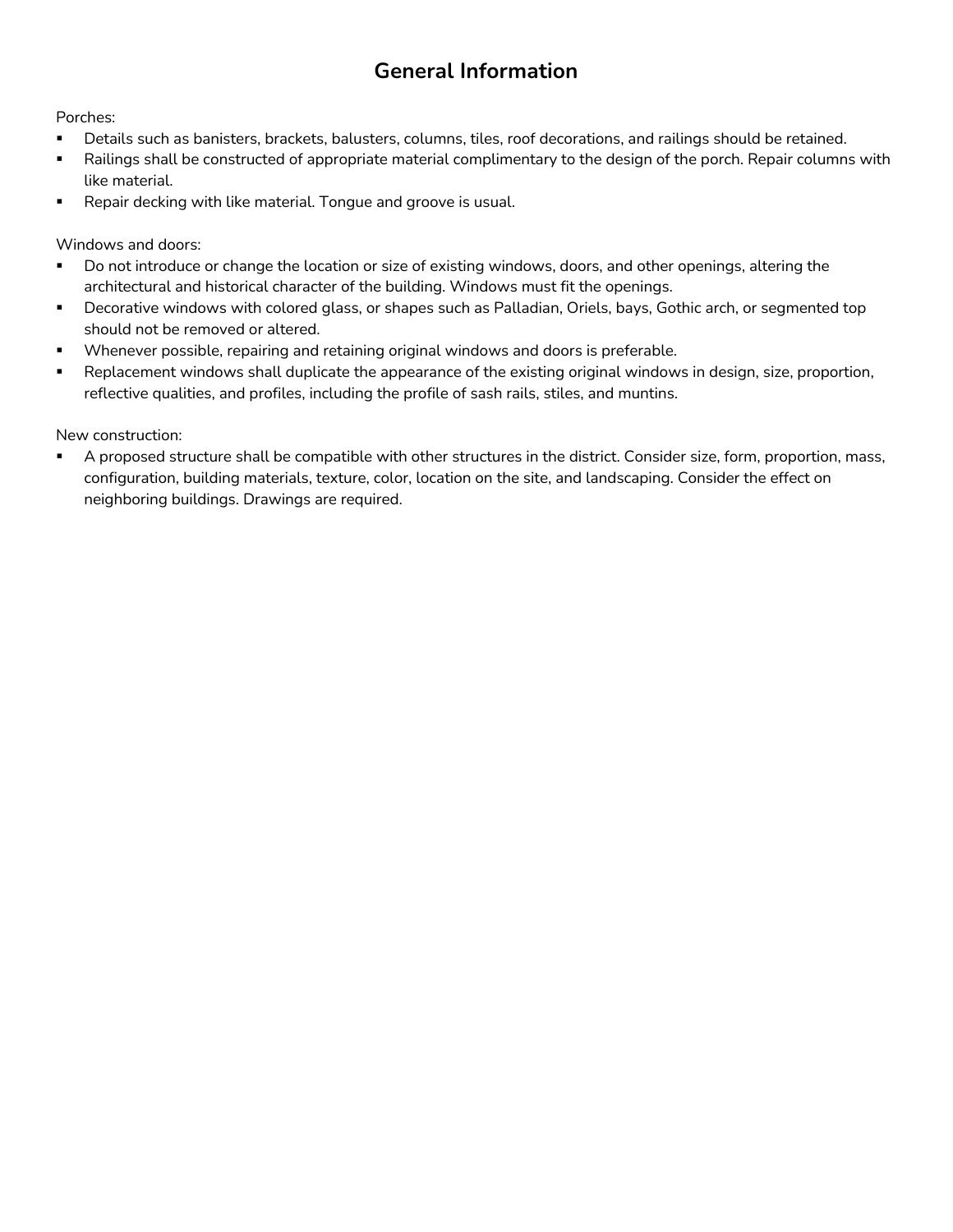# General Information

Porches:

- Details such as banisters, brackets, balusters, columns, tiles, roof decorations, and railings should be retained.
- Railings shall be constructed of appropriate material complimentary to the design of the porch. Repair columns with like material.
- Repair decking with like material. Tongue and groove is usual.

Windows and doors:

- Do not introduce or change the location or size of existing windows, doors, and other openings, altering the architectural and historical character of the building. Windows must fit the openings.
- Decorative windows with colored glass, or shapes such as Palladian, Oriels, bays, Gothic arch, or segmented top should not be removed or altered.
- Whenever possible, repairing and retaining original windows and doors is preferable.
- Replacement windows shall duplicate the appearance of the existing original windows in design, size, proportion, reflective qualities, and profiles, including the profile of sash rails, stiles, and muntins.

New construction:

- A proposed structure shall be compatible with other structures in the district. Consider size, form, proportion, mass, configuration, building materials, texture, color, location on the site, and landscaping. Consider the effect on neighboring buildings. Drawings are required.